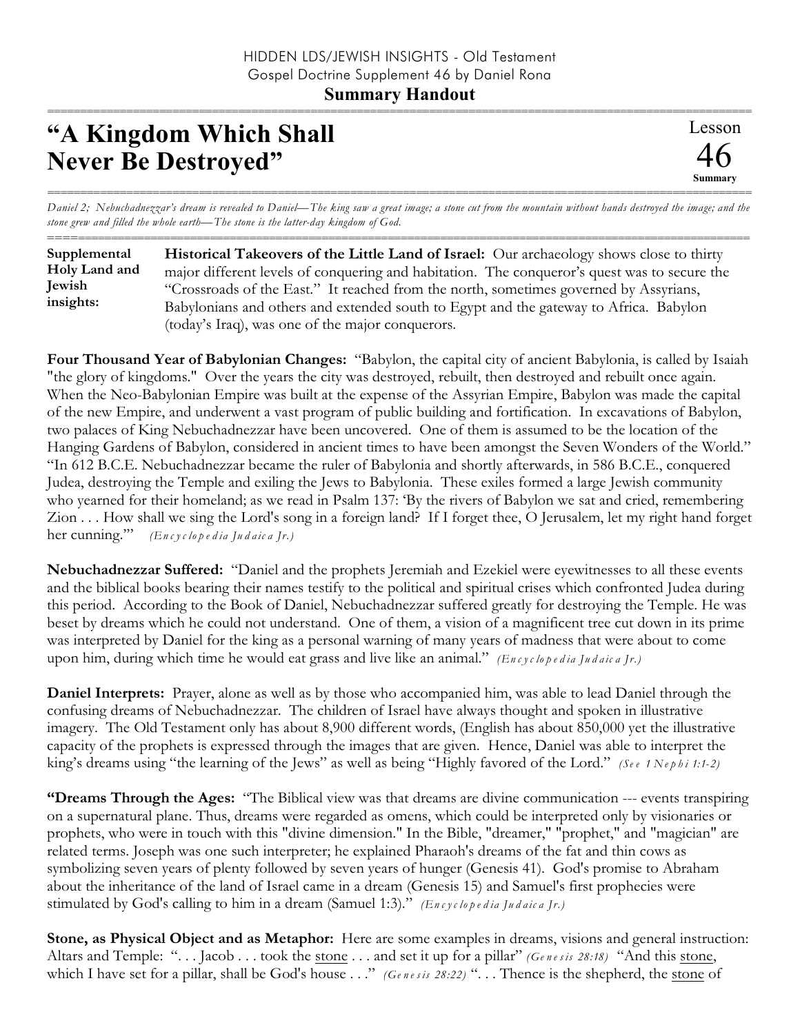HIDDEN LDS/JEWISH INSIGHTS - Old Testament
Gospel Doctrine Supplement 46 by Daniel Rona

**Summary Handout**

# "A Kingdom Which Shall Never Be Destroyed"

Lesson 46 Summary

*Daniel 2; Nebuchadnezzar's dream is revealed to Daniel—The king saw a great image; a stone cut from the mountain without hands destroyed the image; and the stone grew and filled the whole earth—The stone is the latter-day kingdom of God.*

**Supplemental Holy Land and Jewish insights:**

**Historical Takeovers of the Little Land of Israel:** Our archaeology shows close to thirty major different levels of conquering and habitation. The conqueror's quest was to secure the "Crossroads of the East." It reached from the north, sometimes governed by Assyrians, Babylonians and others and extended south to Egypt and the gateway to Africa. Babylon (today's Iraq), was one of the major conquerors.

**Four Thousand Year of Babylonian Changes:** "Babylon, the capital city of ancient Babylonia, is called by Isaiah "the glory of kingdoms." Over the years the city was destroyed, rebuilt, then destroyed and rebuilt once again. When the Neo-Babylonian Empire was built at the expense of the Assyrian Empire, Babylon was made the capital of the new Empire, and underwent a vast program of public building and fortification. In excavations of Babylon, two palaces of King Nebuchadnezzar have been uncovered. One of them is assumed to be the location of the Hanging Gardens of Babylon, considered in ancient times to have been amongst the Seven Wonders of the World." "In 612 B.C.E. Nebuchadnezzar became the ruler of Babylonia and shortly afterwards, in 586 B.C.E., conquered Judea, destroying the Temple and exiling the Jews to Babylonia. These exiles formed a large Jewish community who yearned for their homeland; as we read in Psalm 137: 'By the rivers of Babylon we sat and cried, remembering Zion . . . How shall we sing the Lord's song in a foreign land? If I forget thee, O Jerusalem, let my right hand forget her cunning.'" *(Encyclopedia Judaica Jr.)*

**Nebuchadnezzar Suffered:** "Daniel and the prophets Jeremiah and Ezekiel were eyewitnesses to all these events and the biblical books bearing their names testify to the political and spiritual crises which confronted Judea during this period. According to the Book of Daniel, Nebuchadnezzar suffered greatly for destroying the Temple. He was beset by dreams which he could not understand. One of them, a vision of a magnificent tree cut down in its prime was interpreted by Daniel for the king as a personal warning of many years of madness that were about to come upon him, during which time he would eat grass and live like an animal." *(Encyclopedia Judaica Jr.)*

**Daniel Interprets:** Prayer, alone as well as by those who accompanied him, was able to lead Daniel through the confusing dreams of Nebuchadnezzar. The children of Israel have always thought and spoken in illustrative imagery. The Old Testament only has about 8,900 different words, (English has about 850,000 yet the illustrative capacity of the prophets is expressed through the images that are given. Hence, Daniel was able to interpret the king's dreams using "the learning of the Jews" as well as being "Highly favored of the Lord." *(See 1 Nephi 1:1-2)*

**"Dreams Through the Ages:** "The Biblical view was that dreams are divine communication --- events transpiring on a supernatural plane. Thus, dreams were regarded as omens, which could be interpreted only by visionaries or prophets, who were in touch with this "divine dimension." In the Bible, "dreamer," "prophet," and "magician" are related terms. Joseph was one such interpreter; he explained Pharaoh's dreams of the fat and thin cows as symbolizing seven years of plenty followed by seven years of hunger (Genesis 41). God's promise to Abraham about the inheritance of the land of Israel came in a dream (Genesis 15) and Samuel's first prophecies were stimulated by God's calling to him in a dream (Samuel 1:3)." *(Encyclopedia Judaica Jr.)*

**Stone, as Physical Object and as Metaphor:** Here are some examples in dreams, visions and general instruction: Altars and Temple: ". . . Jacob . . . took the <u>stone</u> . . . and set it up for a pillar" *(Genesis 28:18)* "And this <u>stone</u>, which I have set for a pillar, shall be God's house . . ." *(Genesis 28:22)* ". . . Thence is the shepherd, the <u>stone</u> of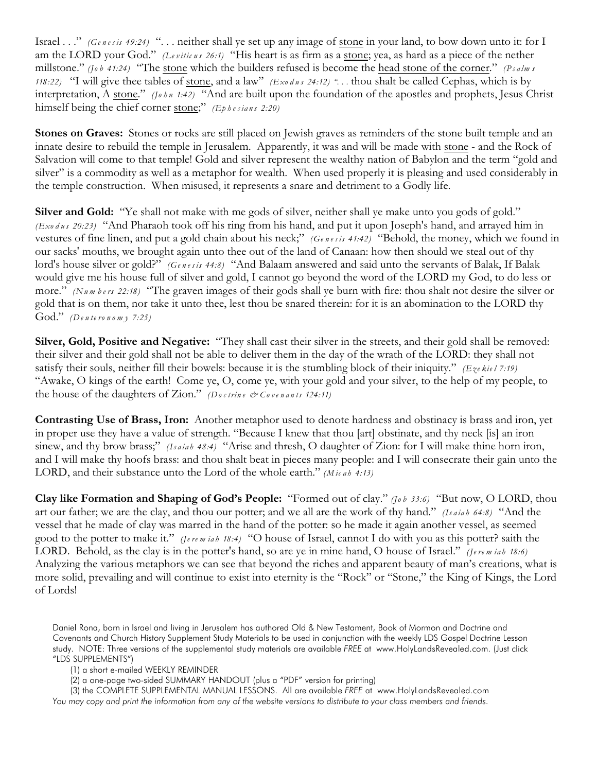Israel . . ." *(Genesis 49:24)* ". . . neither shall ye set up any image of stone in your land, to bow down unto it: for I am the LORD your God." *(Leviticus 26:1)* "His heart is as firm as a stone; yea, as hard as a piece of the nether millstone." *(Job 41:24)* "The stone which the builders refused is become the head stone of the corner." *(Psalms 118:22)* "I will give thee tables of stone, and a law" *(Exodus 24:12)* ". . . thou shalt be called Cephas, which is by interpretation, A stone." *(John 1:42)* "And are built upon the foundation of the apostles and prophets, Jesus Christ himself being the chief corner stone;" *(Ephesians 2:20)*

**Stones on Graves:** Stones or rocks are still placed on Jewish graves as reminders of the stone built temple and an innate desire to rebuild the temple in Jerusalem. Apparently, it was and will be made with stone - and the Rock of Salvation will come to that temple! Gold and silver represent the wealthy nation of Babylon and the term "gold and silver" is a commodity as well as a metaphor for wealth. When used properly it is pleasing and used considerably in the temple construction. When misused, it represents a snare and detriment to a Godly life.

**Silver and Gold:** "Ye shall not make with me gods of silver, neither shall ye make unto you gods of gold." *(Exodus 20:23)* "And Pharaoh took off his ring from his hand, and put it upon Joseph's hand, and arrayed him in vestures of fine linen, and put a gold chain about his neck;" *(Genesis 41:42)* "Behold, the money, which we found in our sacks' mouths, we brought again unto thee out of the land of Canaan: how then should we steal out of thy lord's house silver or gold?" *(Genesis 44:8)* "And Balaam answered and said unto the servants of Balak, If Balak would give me his house full of silver and gold, I cannot go beyond the word of the LORD my God, to do less or more." *(Numbers 22:18)* "The graven images of their gods shall ye burn with fire: thou shalt not desire the silver or gold that is on them, nor take it unto thee, lest thou be snared therein: for it is an abomination to the LORD thy God." *(Deuteronomy 7:25)*

**Silver, Gold, Positive and Negative:** "They shall cast their silver in the streets, and their gold shall be removed: their silver and their gold shall not be able to deliver them in the day of the wrath of the LORD: they shall not satisfy their souls, neither fill their bowels: because it is the stumbling block of their iniquity." *(Ezekiel 7:19)* "Awake, O kings of the earth! Come ye, O, come ye, with your gold and your silver, to the help of my people, to the house of the daughters of Zion." *(Doctrine & Covenants 124:11)*

**Contrasting Use of Brass, Iron:** Another metaphor used to denote hardness and obstinacy is brass and iron, yet in proper use they have a value of strength. "Because I knew that thou [art] obstinate, and thy neck [is] an iron sinew, and thy brow brass;" *(Isaiah 48:4)* "Arise and thresh, O daughter of Zion: for I will make thine horn iron, and I will make thy hoofs brass: and thou shalt beat in pieces many people: and I will consecrate their gain unto the LORD, and their substance unto the Lord of the whole earth." *(Micah 4:13)*

**Clay like Formation and Shaping of God's People:** "Formed out of clay." *(Job 33:6)* "But now, O LORD, thou art our father; we are the clay, and thou our potter; and we all are the work of thy hand." *(Isaiah 64:8)* "And the vessel that he made of clay was marred in the hand of the potter: so he made it again another vessel, as seemed good to the potter to make it." *(Jeremiah 18:4)* "O house of Israel, cannot I do with you as this potter? saith the LORD. Behold, as the clay is in the potter's hand, so are ye in mine hand, O house of Israel." *(Jeremiah 18:6)* Analyzing the various metaphors we can see that beyond the riches and apparent beauty of man's creations, what is more solid, prevailing and will continue to exist into eternity is the "Rock" or "Stone," the King of Kings, the Lord of Lords!

Daniel Rona, born in Israel and living in Jerusalem has authored Old & New Testament, Book of Mormon and Doctrine and Covenants and Church History Supplement Study Materials to be used in conjunction with the weekly LDS Gospel Doctrine Lesson study. NOTE: Three versions of the supplemental study materials are available *FREE* at www.HolyLandsRevealed.com. (Just click "LDS SUPPLEMENTS")

(1) a short e-mailed WEEKLY REMINDER
(2) a one-page two-sided SUMMARY HANDOUT (plus a "PDF" version for printing)
(3) the COMPLETE SUPPLEMENTAL MANUAL LESSONS. All are available *FREE* at www.HolyLandsRevealed.com

*You may copy and print the information from any of the website versions to distribute to your class members and friends.*